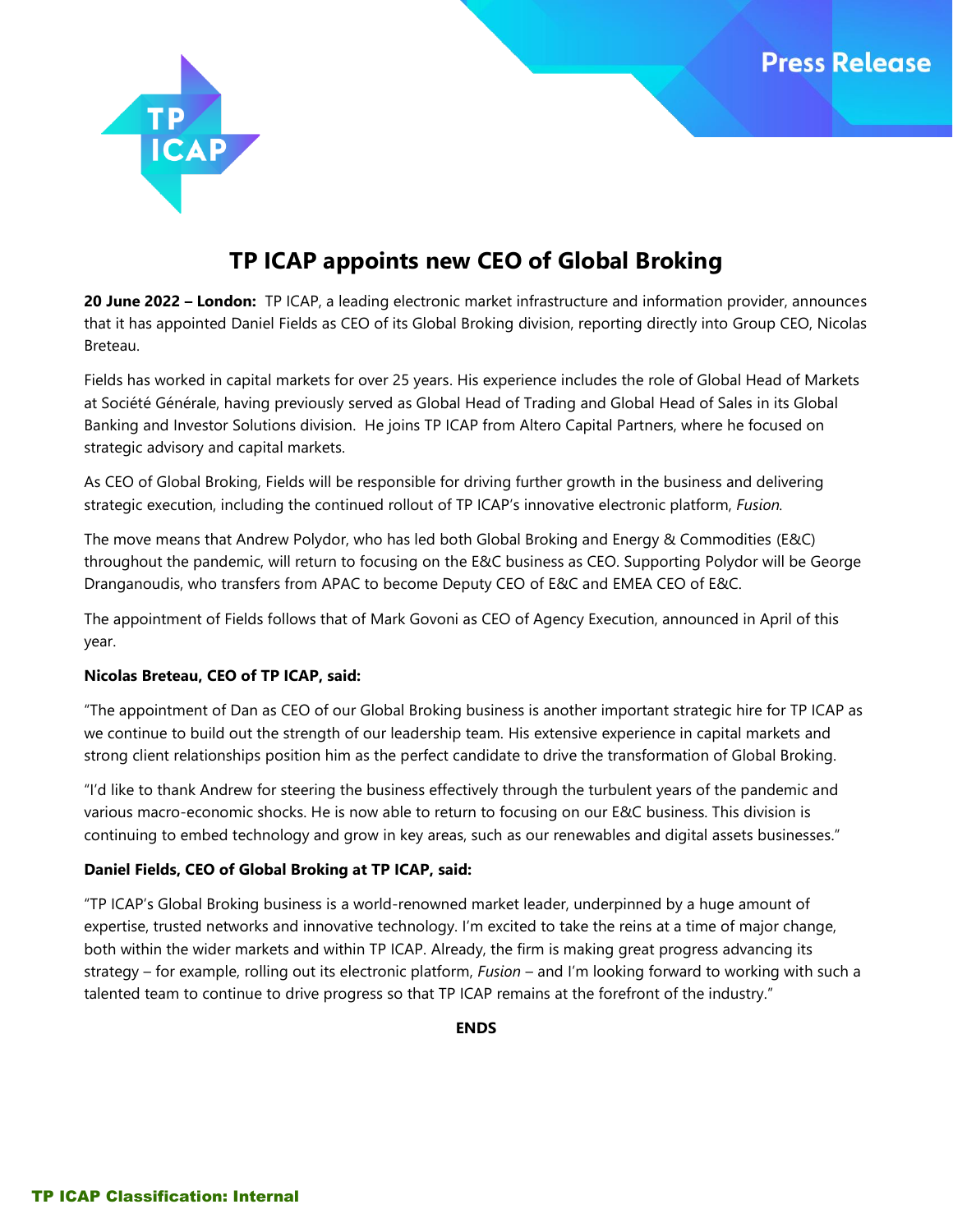Press Release

# TP ICAP appoints new CEO of Global Broking

**20 June 2022 – London:** TP ICAP, a leading electronic market infrastructure and information provider, announces that it has appointed Daniel Fields as CEO of its Global Broking division, reporting directly into Group CEO, Nicolas Breteau.

Fields has worked in capital markets for over 25 years. His experience includes the role of Global Head of Markets at Société Générale, having previously served as Global Head of Trading and Global Head of Sales in its Global Banking and Investor Solutions division. He joins TP ICAP from Altero Capital Partners, where he focused on strategic advisory and capital markets.

As CEO of Global Broking, Fields will be responsible for driving further growth in the business and delivering strategic execution, including the continued rollout of TP ICAP's innovative electronic platform, *Fusion*.

The move means that Andrew Polydor, who has led both Global Broking and Energy & Commodities (E&C) throughout the pandemic, will return to focusing on the E&C business as CEO. Supporting Polydor will be George Dranganoudis, who transfers from APAC to become Deputy CEO of E&C and EMEA CEO of E&C.

The appointment of Fields follows that of Mark Govoni as CEO of Agency Execution, announced in April of this year.

**Nicolas Breteau, CEO of TP ICAP, said:**

"The appointment of Dan as CEO of our Global Broking business is another important strategic hire for TP ICAP as we continue to build out the strength of our leadership team. His extensive experience in capital markets and strong client relationships position him as the perfect candidate to drive the transformation of Global Broking.

"I'd like to thank Andrew for steering the business effectively through the turbulent years of the pandemic and various macro-economic shocks. He is now able to return to focusing on our E&C business. This division is continuing to embed technology and grow in key areas, such as our renewables and digital assets businesses."

**Daniel Fields, CEO of Global Broking at TP ICAP, said:**

"TP ICAP's Global Broking business is a world-renowned market leader, underpinned by a huge amount of expertise, trusted networks and innovative technology. I'm excited to take the reins at a time of major change, both within the wider markets and within TP ICAP. Already, the firm is making great progress advancing its strategy – for example, rolling out its electronic platform, *Fusion* – and I'm looking forward to working with such a talented team to continue to drive progress so that TP ICAP remains at the forefront of the industry."

**ENDS**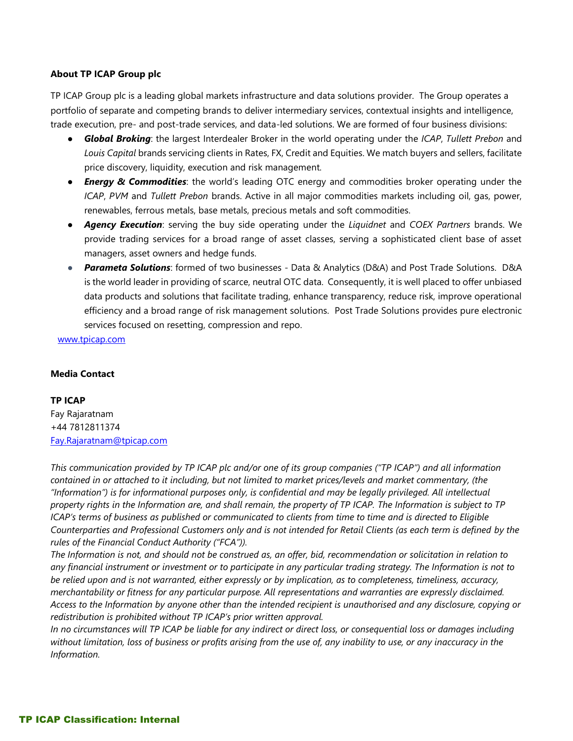**About TP ICAP Group plc**

TP ICAP Group plc is a leading global markets infrastructure and data solutions provider. The Group operates a portfolio of separate and competing brands to deliver intermediary services, contextual insights and intelligence, trade execution, pre- and post-trade services, and data-led solutions. We are formed of four business divisions:

- ***Global Broking***: the largest Interdealer Broker in the world operating under the *ICAP*, *Tullett Prebon* and *Louis Capital* brands servicing clients in Rates, FX, Credit and Equities. We match buyers and sellers, facilitate price discovery, liquidity, execution and risk management.
- ***Energy & Commodities***: the world's leading OTC energy and commodities broker operating under the *ICAP*, *PVM* and *Tullett Prebon* brands. Active in all major commodities markets including oil, gas, power, renewables, ferrous metals, base metals, precious metals and soft commodities.
- ***Agency Execution***: serving the buy side operating under the *Liquidnet* and *COEX Partners* brands. We provide trading services for a broad range of asset classes, serving a sophisticated client base of asset managers, asset owners and hedge funds.
- ***Parameta Solutions***: formed of two businesses - Data & Analytics (D&A) and Post Trade Solutions. D&A is the world leader in providing of scarce, neutral OTC data. Consequently, it is well placed to offer unbiased data products and solutions that facilitate trading, enhance transparency, reduce risk, improve operational efficiency and a broad range of risk management solutions. Post Trade Solutions provides pure electronic services focused on resetting, compression and repo.

www.tpicap.com

**Media Contact**

**TP ICAP**
Fay Rajaratnam
+44 7812811374
Fay.Rajaratnam@tpicap.com

*This communication provided by TP ICAP plc and/or one of its group companies ("TP ICAP") and all information contained in or attached to it including, but not limited to market prices/levels and market commentary, (the "Information") is for informational purposes only, is confidential and may be legally privileged. All intellectual property rights in the Information are, and shall remain, the property of TP ICAP. The Information is subject to TP ICAP's terms of business as published or communicated to clients from time to time and is directed to Eligible Counterparties and Professional Customers only and is not intended for Retail Clients (as each term is defined by the rules of the Financial Conduct Authority ("FCA")).*
*The Information is not, and should not be construed as, an offer, bid, recommendation or solicitation in relation to any financial instrument or investment or to participate in any particular trading strategy. The Information is not to be relied upon and is not warranted, either expressly or by implication, as to completeness, timeliness, accuracy, merchantability or fitness for any particular purpose. All representations and warranties are expressly disclaimed. Access to the Information by anyone other than the intended recipient is unauthorised and any disclosure, copying or redistribution is prohibited without TP ICAP's prior written approval.*
*In no circumstances will TP ICAP be liable for any indirect or direct loss, or consequential loss or damages including without limitation, loss of business or profits arising from the use of, any inability to use, or any inaccuracy in the Information.*

TP ICAP Classification: Internal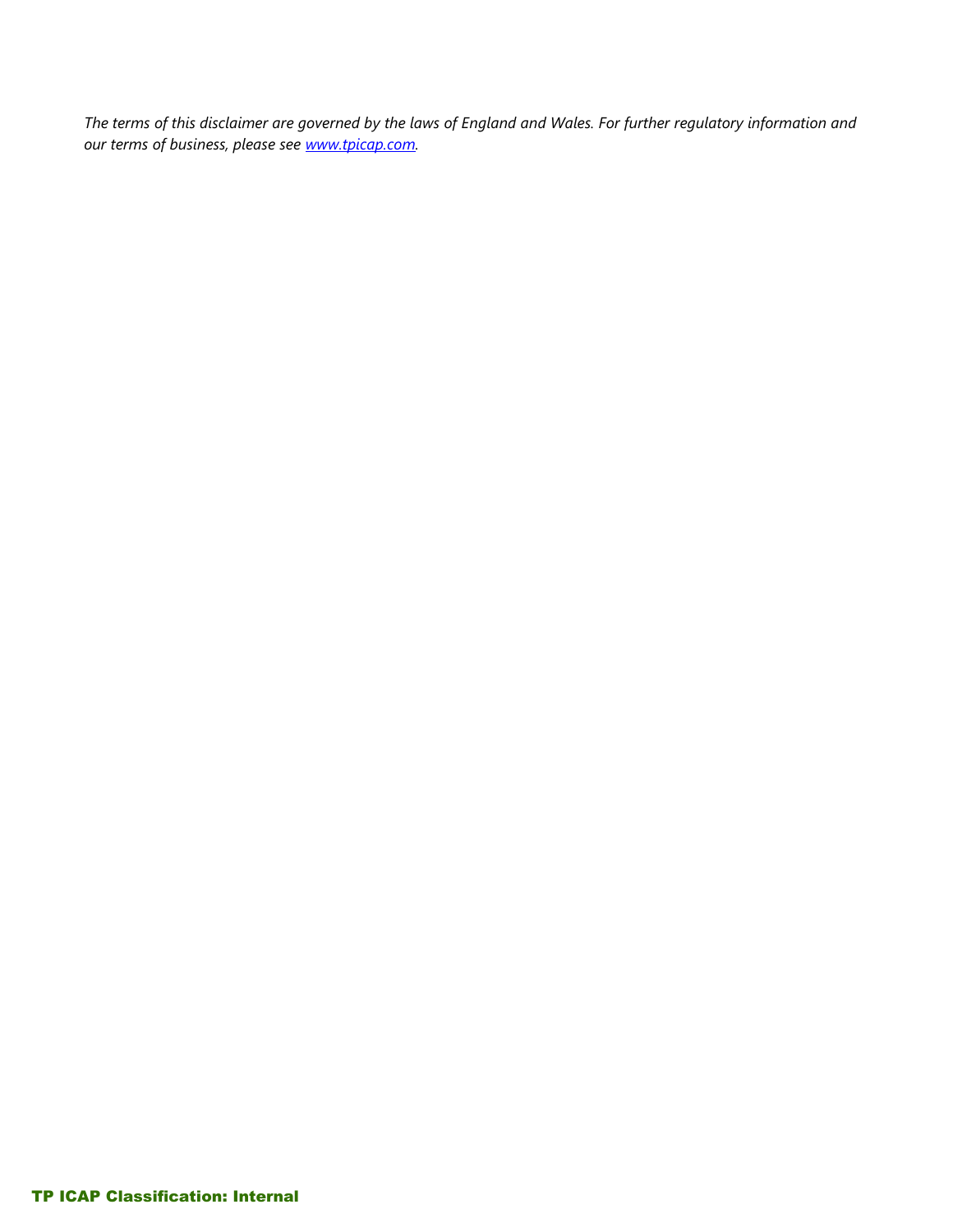*The terms of this disclaimer are governed by the laws of England and Wales. For further regulatory information and our terms of business, please see [www.tpicap.com](http://www.tpicap.com).*

**TP ICAP Classification: Internal**